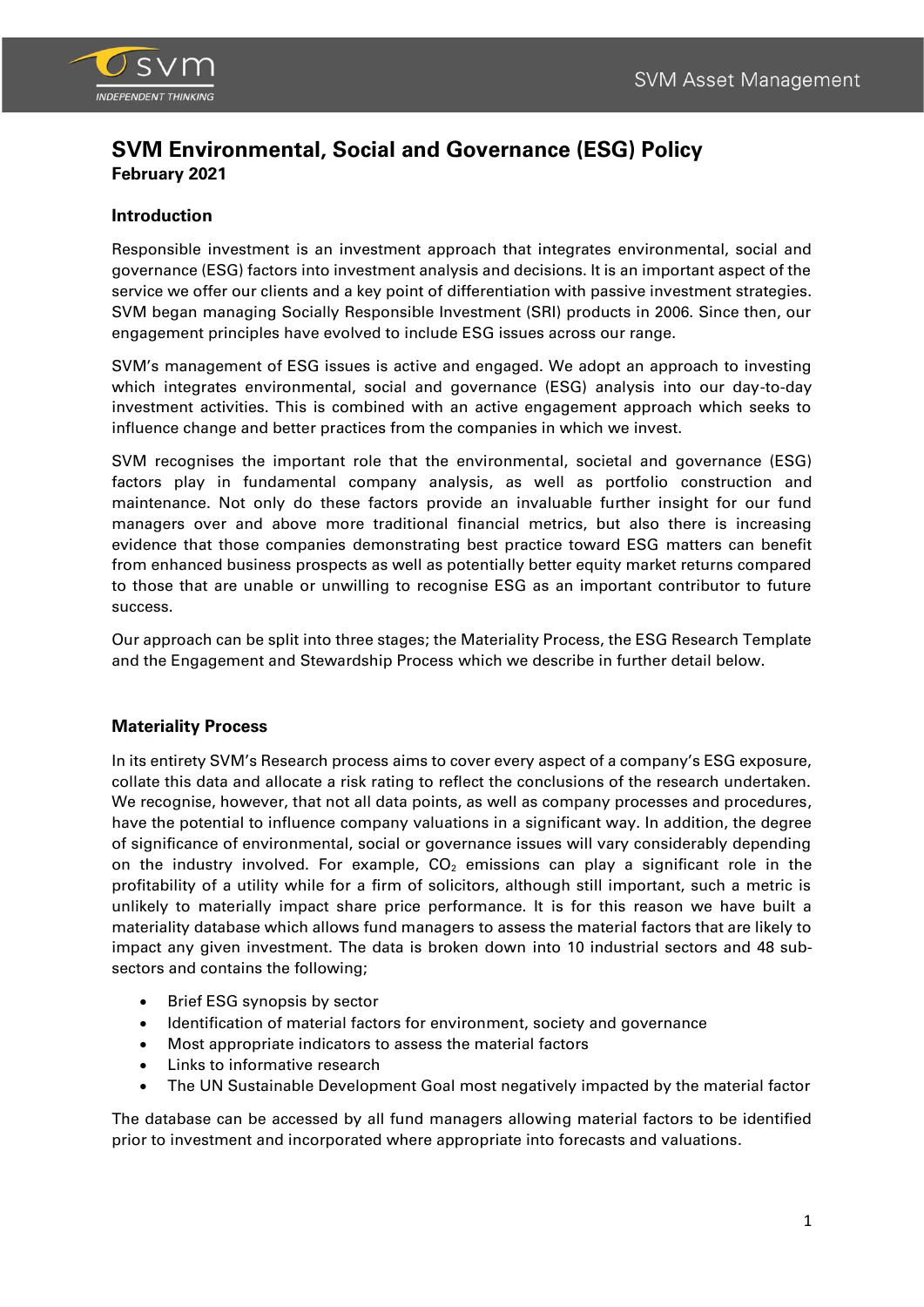# SVM Environmental, Social and Governance (ESG) Policy

**February 2021**

## Introduction

Responsible investment is an investment approach that integrates environmental, social and governance (ESG) factors into investment analysis and decisions. It is an important aspect of the service we offer our clients and a key point of differentiation with passive investment strategies. SVM began managing Socially Responsible Investment (SRI) products in 2006. Since then, our engagement principles have evolved to include ESG issues across our range.

SVM's management of ESG issues is active and engaged. We adopt an approach to investing which integrates environmental, social and governance (ESG) analysis into our day-to-day investment activities. This is combined with an active engagement approach which seeks to influence change and better practices from the companies in which we invest.

SVM recognises the important role that the environmental, societal and governance (ESG) factors play in fundamental company analysis, as well as portfolio construction and maintenance. Not only do these factors provide an invaluable further insight for our fund managers over and above more traditional financial metrics, but also there is increasing evidence that those companies demonstrating best practice toward ESG matters can benefit from enhanced business prospects as well as potentially better equity market returns compared to those that are unable or unwilling to recognise ESG as an important contributor to future success.

Our approach can be split into three stages; the Materiality Process, the ESG Research Template and the Engagement and Stewardship Process which we describe in further detail below.

## Materiality Process

In its entirety SVM's Research process aims to cover every aspect of a company's ESG exposure, collate this data and allocate a risk rating to reflect the conclusions of the research undertaken. We recognise, however, that not all data points, as well as company processes and procedures, have the potential to influence company valuations in a significant way. In addition, the degree of significance of environmental, social or governance issues will vary considerably depending on the industry involved. For example, $CO_2$ emissions can play a significant role in the profitability of a utility while for a firm of solicitors, although still important, such a metric is unlikely to materially impact share price performance. It is for this reason we have built a materiality database which allows fund managers to assess the material factors that are likely to impact any given investment. The data is broken down into 10 industrial sectors and 48 sub-sectors and contains the following;

- Brief ESG synopsis by sector
- Identification of material factors for environment, society and governance
- Most appropriate indicators to assess the material factors
- Links to informative research
- The UN Sustainable Development Goal most negatively impacted by the material factor

The database can be accessed by all fund managers allowing material factors to be identified prior to investment and incorporated where appropriate into forecasts and valuations.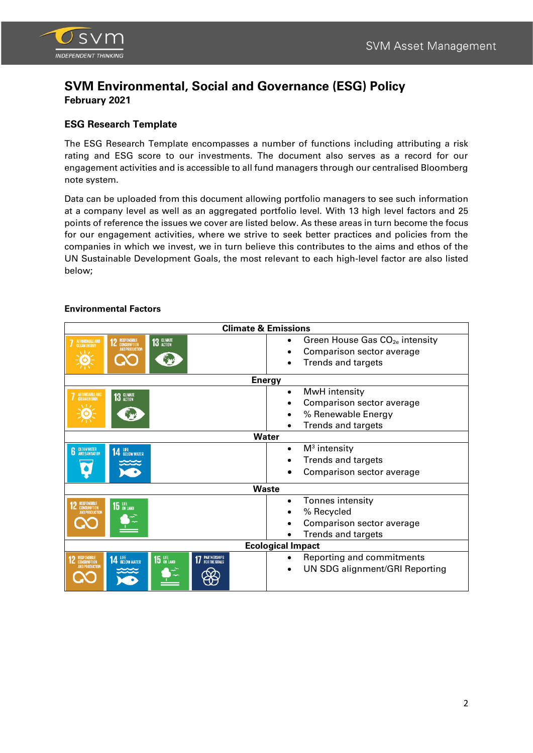# SVM Environmental, Social and Governance (ESG) Policy

**February 2021**

## ESG Research Template

The ESG Research Template encompasses a number of functions including attributing a risk rating and ESG score to our investments. The document also serves as a record for our engagement activities and is accessible to all fund managers through our centralised Bloomberg note system.

Data can be uploaded from this document allowing portfolio managers to see such information at a company level as well as an aggregated portfolio level. With 13 high level factors and 25 points of reference the issues we cover are listed below. As these areas in turn become the focus for our engagement activities, where we strive to seek better practices and policies from the companies in which we invest, we in turn believe this contributes to the aims and ethos of the UN Sustainable Development Goals, the most relevant to each high-level factor are also listed below;

### Environmental Factors

| Climate & Emissions | |
|---|---|
| 7 Affordable and Clean Energy; 12 Responsible Consumption and Production; 13 Climate Action | • Green House Gas $CO_{2e}$ intensity<br>• Comparison sector average<br>• Trends and targets |
| **Energy** | |
| 7 Affordable and Clean Energy; 13 Climate Action | • MwH intensity<br>• Comparison sector average<br>• % Renewable Energy<br>• Trends and targets |
| **Water** | |
| 6 Clean Water and Sanitation; 14 Life Below Water | • $M^3$ intensity<br>• Trends and targets<br>• Comparison sector average |
| **Waste** | |
| 12 Responsible Consumption and Production; 15 Life on Land | • Tonnes intensity<br>• % Recycled<br>• Comparison sector average<br>• Trends and targets |
| **Ecological Impact** | |
| 12 Responsible Consumption and Production; 14 Life Below Water; 15 Life on Land; 17 Partnerships for the Goals | • Reporting and commitments<br>• UN SDG alignment/GRI Reporting |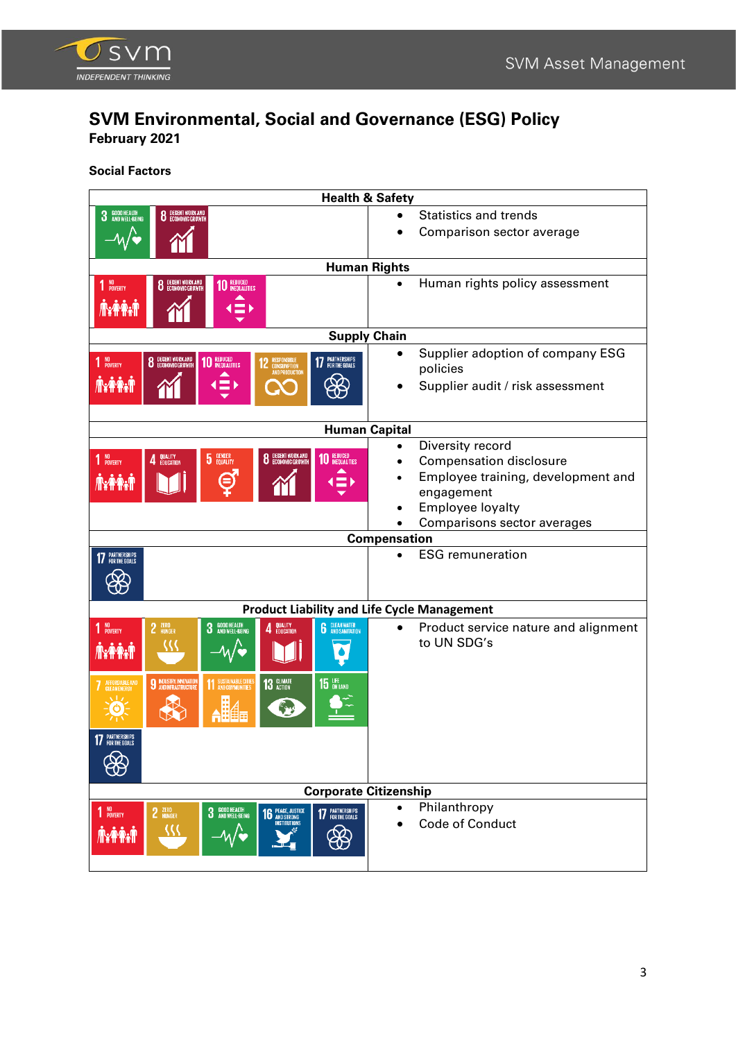# SVM Environmental, Social and Governance (ESG) Policy

**February 2021**

**Social Factors**

| SDGs | Metrics |
|---|---|
| **Health & Safety** | |
| 3 Good Health and Well-Being; 8 Decent Work and Economic Growth | • Statistics and trends<br>• Comparison sector average |
| **Human Rights** | |
| 1 No Poverty; 8 Decent Work and Economic Growth; 10 Reduced Inequalities | • Human rights policy assessment |
| **Supply Chain** | |
| 1 No Poverty; 8 Decent Work and Economic Growth; 10 Reduced Inequalities; 12 Responsible Consumption and Production; 17 Partnerships for the Goals | • Supplier adoption of company ESG policies<br>• Supplier audit / risk assessment |
| **Human Capital** | |
| 1 No Poverty; 4 Quality Education; 5 Gender Equality; 8 Decent Work and Economic Growth; 10 Reduced Inequalities | • Diversity record<br>• Compensation disclosure<br>• Employee training, development and engagement<br>• Employee loyalty<br>• Comparisons sector averages |
| **Compensation** | |
| 17 Partnerships for the Goals | • ESG remuneration |
| **Product Liability and Life Cycle Management** | |
| 1 No Poverty; 2 Zero Hunger; 3 Good Health and Well-Being; 4 Quality Education; 6 Clean Water and Sanitation; 7 Affordable and Clean Energy; 9 Industry, Innovation and Infrastructure; 11 Sustainable Cities and Communities; 13 Climate Action; 15 Life on Land; 17 Partnerships for the Goals | • Product service nature and alignment to UN SDG's |
| **Corporate Citizenship** | |
| 1 No Poverty; 2 Zero Hunger; 3 Good Health and Well-Being; 16 Peace, Justice and Strong Institutions; 17 Partnerships for the Goals | • Philanthropy<br>• Code of Conduct |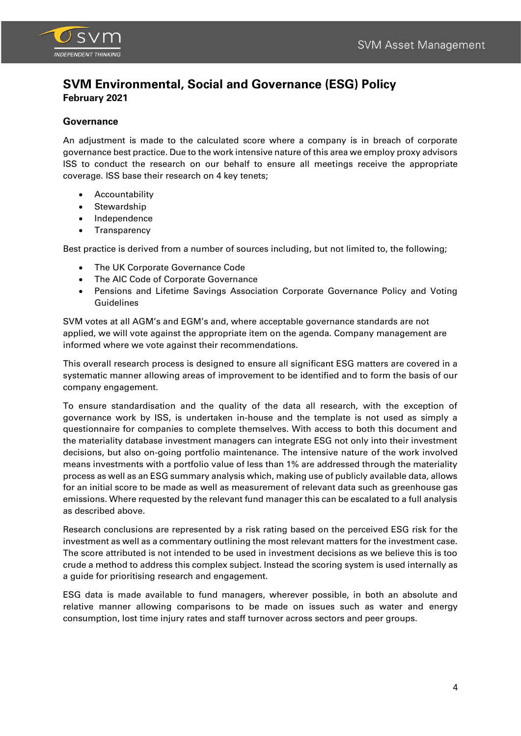# SVM Environmental, Social and Governance (ESG) Policy

**February 2021**

## Governance

An adjustment is made to the calculated score where a company is in breach of corporate governance best practice. Due to the work intensive nature of this area we employ proxy advisors ISS to conduct the research on our behalf to ensure all meetings receive the appropriate coverage. ISS base their research on 4 key tenets;

- Accountability
- Stewardship
- Independence
- Transparency

Best practice is derived from a number of sources including, but not limited to, the following;

- The UK Corporate Governance Code
- The AIC Code of Corporate Governance
- Pensions and Lifetime Savings Association Corporate Governance Policy and Voting Guidelines

SVM votes at all AGM's and EGM's and, where acceptable governance standards are not applied, we will vote against the appropriate item on the agenda. Company management are informed where we vote against their recommendations.

This overall research process is designed to ensure all significant ESG matters are covered in a systematic manner allowing areas of improvement to be identified and to form the basis of our company engagement.

To ensure standardisation and the quality of the data all research, with the exception of governance work by ISS, is undertaken in-house and the template is not used as simply a questionnaire for companies to complete themselves. With access to both this document and the materiality database investment managers can integrate ESG not only into their investment decisions, but also on-going portfolio maintenance. The intensive nature of the work involved means investments with a portfolio value of less than 1% are addressed through the materiality process as well as an ESG summary analysis which, making use of publicly available data, allows for an initial score to be made as well as measurement of relevant data such as greenhouse gas emissions. Where requested by the relevant fund manager this can be escalated to a full analysis as described above.

Research conclusions are represented by a risk rating based on the perceived ESG risk for the investment as well as a commentary outlining the most relevant matters for the investment case. The score attributed is not intended to be used in investment decisions as we believe this is too crude a method to address this complex subject. Instead the scoring system is used internally as a guide for prioritising research and engagement.

ESG data is made available to fund managers, wherever possible, in both an absolute and relative manner allowing comparisons to be made on issues such as water and energy consumption, lost time injury rates and staff turnover across sectors and peer groups.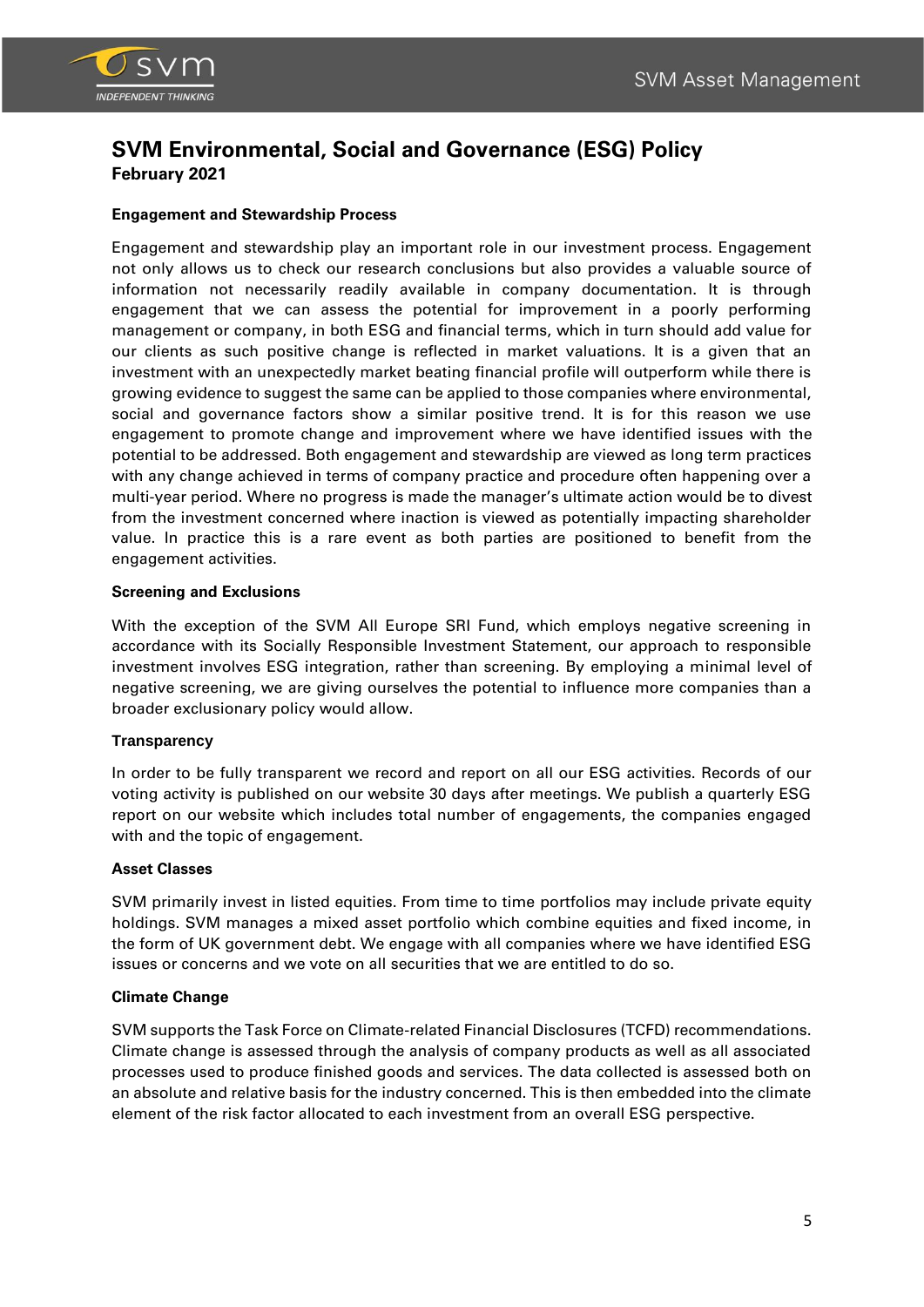# SVM Environmental, Social and Governance (ESG) Policy

**February 2021**

### Engagement and Stewardship Process

Engagement and stewardship play an important role in our investment process. Engagement not only allows us to check our research conclusions but also provides a valuable source of information not necessarily readily available in company documentation. It is through engagement that we can assess the potential for improvement in a poorly performing management or company, in both ESG and financial terms, which in turn should add value for our clients as such positive change is reflected in market valuations. It is a given that an investment with an unexpectedly market beating financial profile will outperform while there is growing evidence to suggest the same can be applied to those companies where environmental, social and governance factors show a similar positive trend. It is for this reason we use engagement to promote change and improvement where we have identified issues with the potential to be addressed. Both engagement and stewardship are viewed as long term practices with any change achieved in terms of company practice and procedure often happening over a multi-year period. Where no progress is made the manager's ultimate action would be to divest from the investment concerned where inaction is viewed as potentially impacting shareholder value. In practice this is a rare event as both parties are positioned to benefit from the engagement activities.

### Screening and Exclusions

With the exception of the SVM All Europe SRI Fund, which employs negative screening in accordance with its Socially Responsible Investment Statement, our approach to responsible investment involves ESG integration, rather than screening. By employing a minimal level of negative screening, we are giving ourselves the potential to influence more companies than a broader exclusionary policy would allow.

### Transparency

In order to be fully transparent we record and report on all our ESG activities. Records of our voting activity is published on our website 30 days after meetings. We publish a quarterly ESG report on our website which includes total number of engagements, the companies engaged with and the topic of engagement.

### Asset Classes

SVM primarily invest in listed equities. From time to time portfolios may include private equity holdings. SVM manages a mixed asset portfolio which combine equities and fixed income, in the form of UK government debt. We engage with all companies where we have identified ESG issues or concerns and we vote on all securities that we are entitled to do so.

### Climate Change

SVM supports the Task Force on Climate-related Financial Disclosures (TCFD) recommendations. Climate change is assessed through the analysis of company products as well as all associated processes used to produce finished goods and services. The data collected is assessed both on an absolute and relative basis for the industry concerned. This is then embedded into the climate element of the risk factor allocated to each investment from an overall ESG perspective.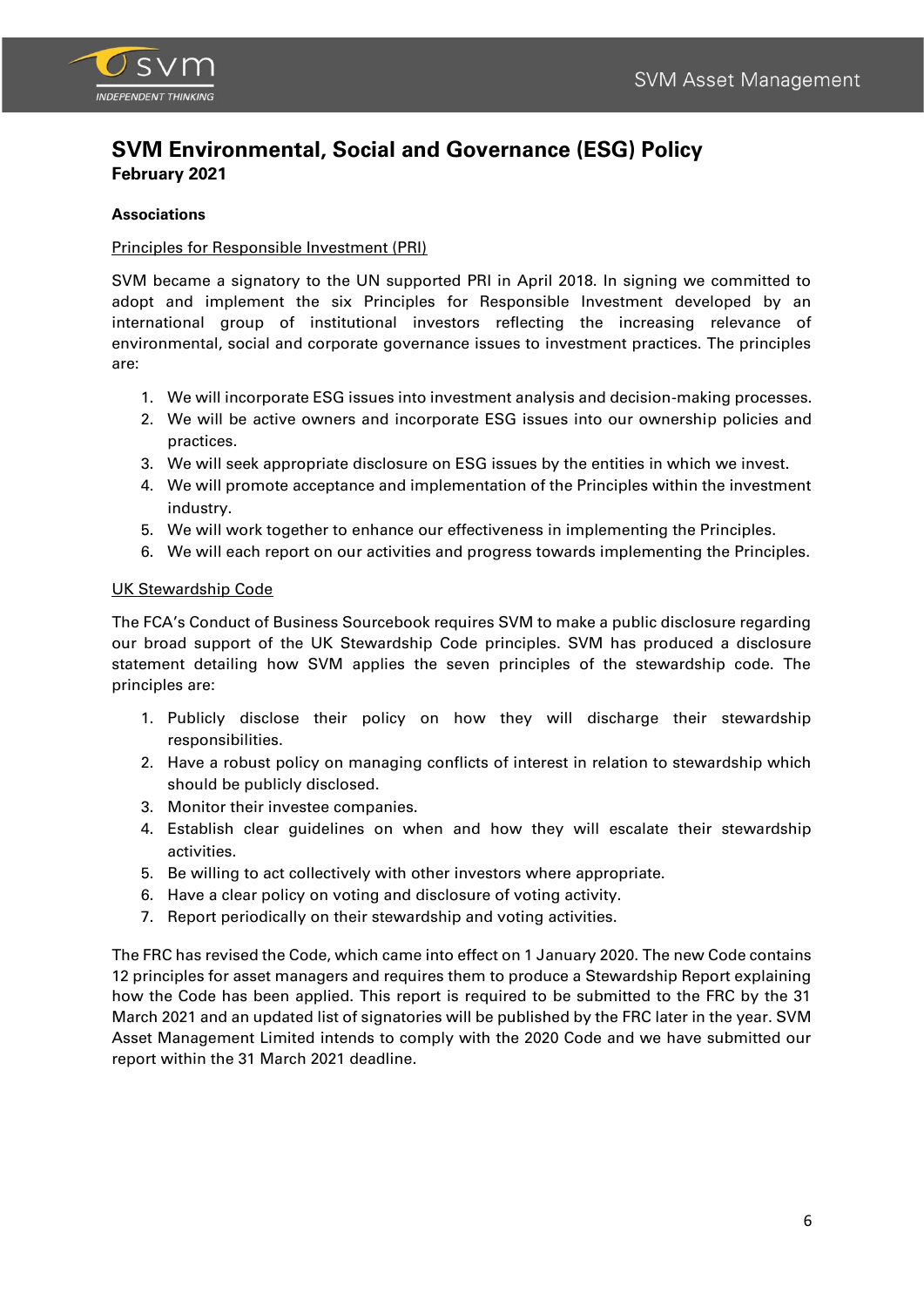# SVM Environmental, Social and Governance (ESG) Policy

**February 2021**

**Associations**

Principles for Responsible Investment (PRI)

SVM became a signatory to the UN supported PRI in April 2018. In signing we committed to adopt and implement the six Principles for Responsible Investment developed by an international group of institutional investors reflecting the increasing relevance of environmental, social and corporate governance issues to investment practices. The principles are:

1. We will incorporate ESG issues into investment analysis and decision-making processes.
2. We will be active owners and incorporate ESG issues into our ownership policies and practices.
3. We will seek appropriate disclosure on ESG issues by the entities in which we invest.
4. We will promote acceptance and implementation of the Principles within the investment industry.
5. We will work together to enhance our effectiveness in implementing the Principles.
6. We will each report on our activities and progress towards implementing the Principles.

UK Stewardship Code

The FCA's Conduct of Business Sourcebook requires SVM to make a public disclosure regarding our broad support of the UK Stewardship Code principles. SVM has produced a disclosure statement detailing how SVM applies the seven principles of the stewardship code. The principles are:

1. Publicly disclose their policy on how they will discharge their stewardship responsibilities.
2. Have a robust policy on managing conflicts of interest in relation to stewardship which should be publicly disclosed.
3. Monitor their investee companies.
4. Establish clear guidelines on when and how they will escalate their stewardship activities.
5. Be willing to act collectively with other investors where appropriate.
6. Have a clear policy on voting and disclosure of voting activity.
7. Report periodically on their stewardship and voting activities.

The FRC has revised the Code, which came into effect on 1 January 2020. The new Code contains 12 principles for asset managers and requires them to produce a Stewardship Report explaining how the Code has been applied. This report is required to be submitted to the FRC by the 31 March 2021 and an updated list of signatories will be published by the FRC later in the year. SVM Asset Management Limited intends to comply with the 2020 Code and we have submitted our report within the 31 March 2021 deadline.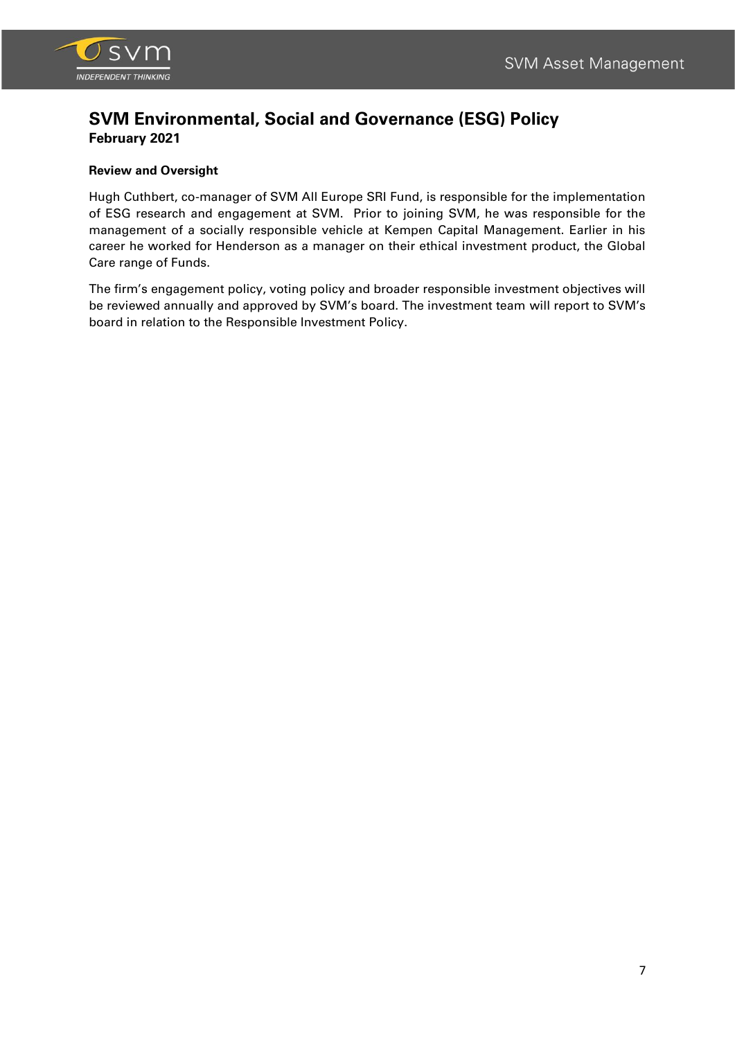# SVM Environmental, Social and Governance (ESG) Policy

**February 2021**

## Review and Oversight

Hugh Cuthbert, co-manager of SVM All Europe SRI Fund, is responsible for the implementation of ESG research and engagement at SVM. Prior to joining SVM, he was responsible for the management of a socially responsible vehicle at Kempen Capital Management. Earlier in his career he worked for Henderson as a manager on their ethical investment product, the Global Care range of Funds.

The firm's engagement policy, voting policy and broader responsible investment objectives will be reviewed annually and approved by SVM's board. The investment team will report to SVM's board in relation to the Responsible Investment Policy.